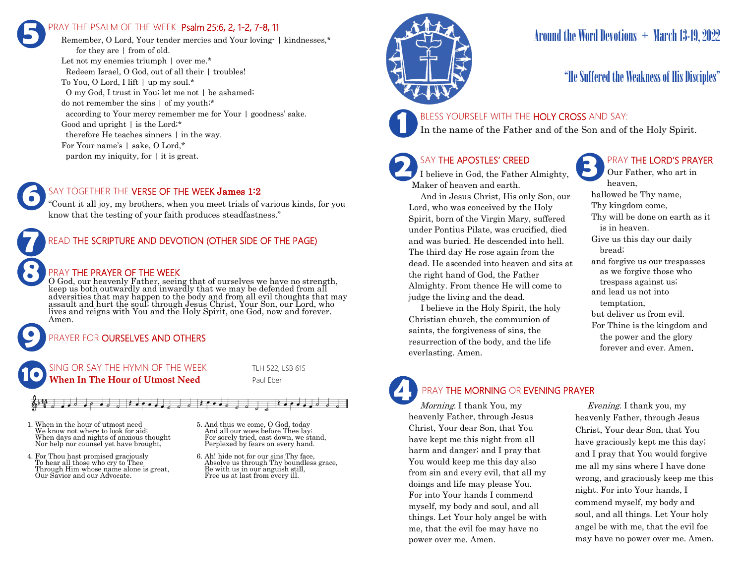# Around the Word Devotions + March 13-19, 2022

## "He Suffered the Weakness of His Disciples"

### 1 BLESS YOURSELF WITH THE HOLY CROSS AND SAY:

In the name of the Father and of the Son and of the Holy Spirit.

### 2 SAY THE APOSTLES' CREED

I believe in God, the Father Almighty, Maker of heaven and earth.

And in Jesus Christ, His only Son, our Lord, who was conceived by the Holy Spirit, born of the Virgin Mary, suffered under Pontius Pilate, was crucified, died and was buried. He descended into hell. The third day He rose again from the dead. He ascended into heaven and sits at the right hand of God, the Father Almighty. From thence He will come to judge the living and the dead.

I believe in the Holy Spirit, the holy Christian church, the communion of saints, the forgiveness of sins, the resurrection of the body, and the life everlasting. Amen.

### 3 PRAY THE LORD'S PRAYER

Our Father, who art in heaven,
hallowed be Thy name,
Thy kingdom come,
Thy will be done on earth as it is in heaven.
Give us this day our daily bread;
and forgive us our trespasses as we forgive those who trespass against us;
and lead us not into temptation,
but deliver us from evil.
For Thine is the kingdom and the power and the glory forever and ever. Amen.

### 4 PRAY THE MORNING OR EVENING PRAYER

*Morning.* I thank You, my heavenly Father, through Jesus Christ, Your dear Son, that You have kept me this night from all harm and danger; and I pray that You would keep me this day also from sin and every evil, that all my doings and life may please You. For into Your hands I commend myself, my body and soul, and all things. Let Your holy angel be with me, that the evil foe may have no power over me. Amen.

*Evening.* I thank you, my heavenly Father, through Jesus Christ, Your dear Son, that You have graciously kept me this day; and I pray that You would forgive me all my sins where I have done wrong, and graciously keep me this night. For into Your hands, I commend myself, my body and soul, and all things. Let Your holy angel be with me, that the evil foe may have no power over me. Amen.

### 5 PRAY THE PSALM OF THE WEEK Psalm 25:6, 2, 1-2, 7-8, 11

Remember, O Lord, Your tender mercies and Your loving- | kindnesses,*
for they are | from of old.
Let not my enemies triumph | over me.*
Redeem Israel, O God, out of all their | troubles!
To You, O Lord, I lift | up my soul.*
O my God, I trust in You; let me not | be ashamed;
do not remember the sins | of my youth;*
according to Your mercy remember me for Your | goodness' sake.
Good and upright | is the Lord;*
therefore He teaches sinners | in the way.
For Your name's | sake, O Lord,*
pardon my iniquity, for | it is great.

### 6 SAY TOGETHER THE VERSE OF THE WEEK James 1:2

"Count it all joy, my brothers, when you meet trials of various kinds, for you know that the testing of your faith produces steadfastness."

### 7 READ THE SCRIPTURE AND DEVOTION (OTHER SIDE OF THE PAGE)

### 8 PRAY THE PRAYER OF THE WEEK

O God, our heavenly Father, seeing that of ourselves we have no strength, keep us both outwardly and inwardly that we may be defended from all adversities that may happen to the body and from all evil thoughts that may assault and hurt the soul; through Jesus Christ, Your Son, our Lord, who lives and reigns with You and the Holy Spirit, one God, now and forever. Amen.

### 9 PRAYER FOR OURSELVES AND OTHERS

### 10 SING OR SAY THE HYMN OF THE WEEK

**When In The Hour of Utmost Need** — TLH 522, LSB 615 — Paul Eber

1. When in the hour of utmost need
We know not where to look for aid;
When days and nights of anxious thought
Nor help nor counsel yet have brought,

4. For Thou hast promised graciously
To hear all those who cry to Thee
Through Him whose name alone is great,
Our Savior and our Advocate.

5. And thus we come, O God, today
And all our woes before Thee lay;
For sorely tried, cast down, we stand,
Perplexed by fears on every hand.

6. Ah! hide not for our sins Thy face,
Absolve us through Thy boundless grace,
Be with us in our anguish still,
Free us at last from every ill.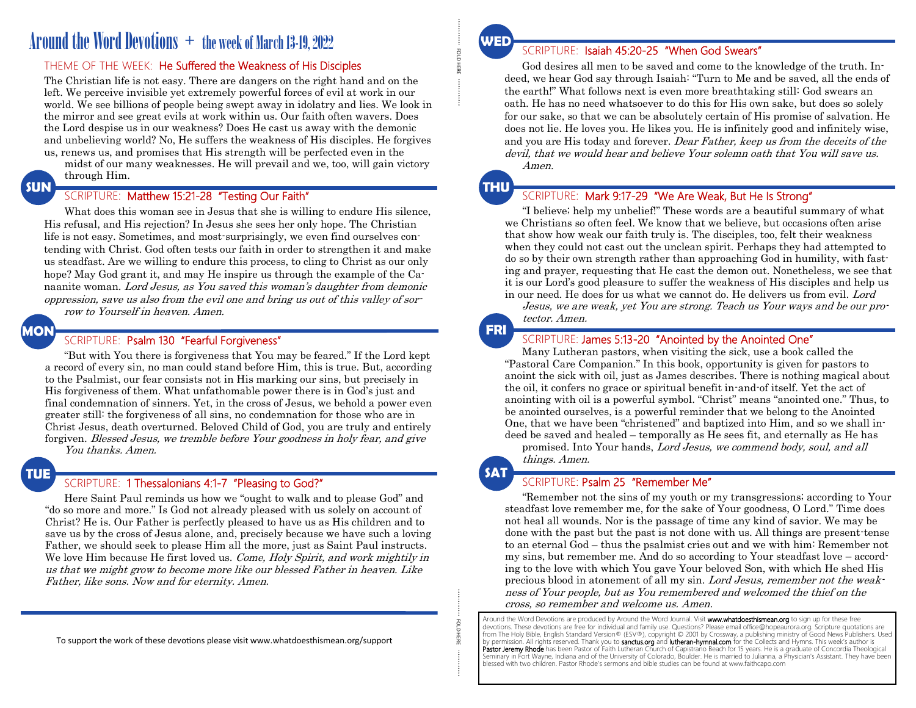# Around the Word Devotions + the week of March 13-19, 2022

THEME OF THE WEEK: He Suffered the Weakness of His Disciples

The Christian life is not easy. There are dangers on the right hand and on the left. We perceive invisible yet extremely powerful forces of evil at work in our world. We see billions of people being swept away in idolatry and lies. We look in the mirror and see great evils at work within us. Our faith often wavers. Does the Lord despise us in our weakness? Does He cast us away with the demonic and unbelieving world? No, He suffers the weakness of His disciples. He forgives us, renews us, and promises that His strength will be perfected even in the midst of our many weaknesses. He will prevail and we, too, will gain victory through Him.

## SUN

SCRIPTURE: Matthew 15:21-28 "Testing Our Faith"

What does this woman see in Jesus that she is willing to endure His silence, His refusal, and His rejection? In Jesus she sees her only hope. The Christian life is not easy. Sometimes, and most-surprisingly, we even find ourselves contending with Christ. God often tests our faith in order to strengthen it and make us steadfast. Are we willing to endure this process, to cling to Christ as our only hope? May God grant it, and may He inspire us through the example of the Canaanite woman. *Lord Jesus, as You saved this woman's daughter from demonic oppression, save us also from the evil one and bring us out of this valley of sorrow to Yourself in heaven. Amen.*

## MON

SCRIPTURE: Psalm 130 "Fearful Forgiveness"

"But with You there is forgiveness that You may be feared." If the Lord kept a record of every sin, no man could stand before Him, this is true. But, according to the Psalmist, our fear consists not in His marking our sins, but precisely in His forgiveness of them. What unfathomable power there is in God's just and final condemnation of sinners. Yet, in the cross of Jesus, we behold a power even greater still: the forgiveness of all sins, no condemnation for those who are in Christ Jesus, death overturned. Beloved Child of God, you are truly and entirely forgiven. *Blessed Jesus, we tremble before Your goodness in holy fear, and give You thanks. Amen.*

## TUE

SCRIPTURE: 1 Thessalonians 4:1-7 "Pleasing to God?"

Here Saint Paul reminds us how we "ought to walk and to please God" and "do so more and more." Is God not already pleased with us solely on account of Christ? He is. Our Father is perfectly pleased to have us as His children and to save us by the cross of Jesus alone, and, precisely because we have such a loving Father, we should seek to please Him all the more, just as Saint Paul instructs. We love Him because He first loved us. *Come, Holy Spirit, and work mightily in us that we might grow to become more like our blessed Father in heaven. Like Father, like sons. Now and for eternity. Amen.*

## WED

SCRIPTURE: Isaiah 45:20-25 "When God Swears"

God desires all men to be saved and come to the knowledge of the truth. Indeed, we hear God say through Isaiah: "Turn to Me and be saved, all the ends of the earth!" What follows next is even more breathtaking still: God swears an oath. He has no need whatsoever to do this for His own sake, but does so solely for our sake, so that we can be absolutely certain of His promise of salvation. He does not lie. He loves you. He likes you. He is infinitely good and infinitely wise, and you are His today and forever. *Dear Father, keep us from the deceits of the devil, that we would hear and believe Your solemn oath that You will save us. Amen.*

## THU

SCRIPTURE: Mark 9:17-29 "We Are Weak, But He Is Strong"

"I believe; help my unbelief!" These words are a beautiful summary of what we Christians so often feel. We know that we believe, but occasions often arise that show how weak our faith truly is. The disciples, too, felt their weakness when they could not cast out the unclean spirit. Perhaps they had attempted to do so by their own strength rather than approaching God in humility, with fasting and prayer, requesting that He cast the demon out. Nonetheless, we see that it is our Lord's good pleasure to suffer the weakness of His disciples and help us in our need. He does for us what we cannot do. He delivers us from evil. *Lord Jesus, we are weak, yet You are strong. Teach us Your ways and be our protector. Amen.*

## FRI

SCRIPTURE: James 5:13-20 "Anointed by the Anointed One"

Many Lutheran pastors, when visiting the sick, use a book called the "Pastoral Care Companion." In this book, opportunity is given for pastors to anoint the sick with oil, just as James describes. There is nothing magical about the oil, it confers no grace or spiritual benefit in-and-of itself. Yet the act of anointing with oil is a powerful symbol. "Christ" means "anointed one." Thus, to be anointed ourselves, is a powerful reminder that we belong to the Anointed One, that we have been "christened" and baptized into Him, and so we shall indeed be saved and healed – temporally as He sees fit, and eternally as He has promised. Into Your hands, *Lord Jesus, we commend body, soul, and all things. Amen.*

## SAT

SCRIPTURE: Psalm 25 "Remember Me"

"Remember not the sins of my youth or my transgressions; according to Your steadfast love remember me, for the sake of Your goodness, O Lord." Time does not heal all wounds. Nor is the passage of time any kind of savior. We may be done with the past but the past is not done with us. All things are present-tense to an eternal God – thus the psalmist cries out and we with him: Remember not my sins, but remember me. And do so according to Your steadfast love – according to the love with which You gave Your beloved Son, with which He shed His precious blood in atonement of all my sin. *Lord Jesus, remember not the weakness of Your people, but as You remembered and welcomed the thief on the cross, so remember and welcome us. Amen.*

To support the work of these devotions please visit www.whatdoesthismean.org/support

Around the Word Devotions are produced by Around the Word Journal. Visit **www.whatdoesthismean.org** to sign up for these free devotions. These devotions are free for individual and family use. Questions? Please email office@hopeaurora.org. Scripture quotations are from The Holy Bible, English Standard Version® (ESV®), copyright © 2001 by Crossway, a publishing ministry of Good News Publishers. Used by permission. All rights reserved. Thank you to **sanctus.org** and **lutheran-hymnal.com** for the Collects and Hymns. This week's author is **Pastor Jeremy Rhode** has been Pastor of Faith Lutheran Church of Capistrano Beach for 15 years. He is a graduate of Concordia Theological Seminary in Fort Wayne, Indiana and of the University of Colorado, Boulder. He is married to Julianna, a Physician's Assistant. They have been blessed with two children. Pastor Rhode's sermons and bible studies can be found at www.faithcapo.com